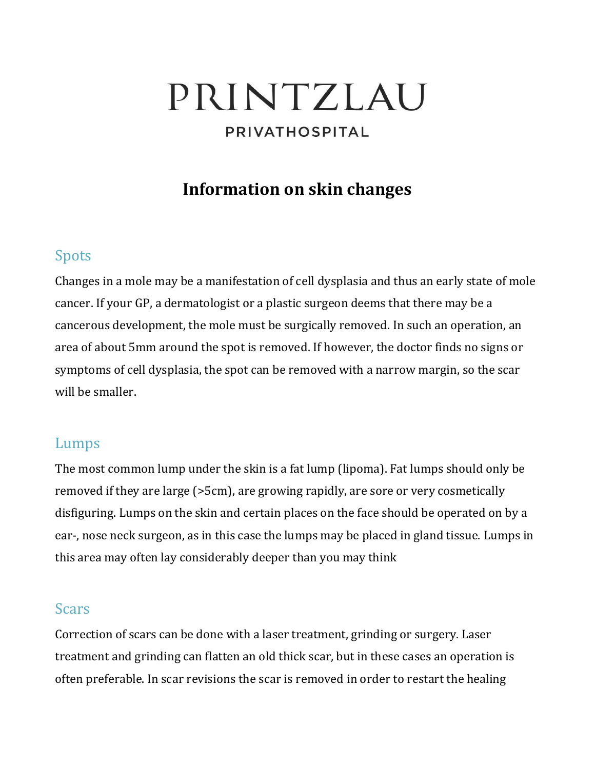# PRINTZLAU

PRIVATHOSPITAL

## Information on skin changes

### Spots

Changes in a mole may be a manifestation of cell dysplasia and thus an early state of mole cancer. If your GP, a dermatologist or a plastic surgeon deems that there may be a cancerous development, the mole must be surgically removed. In such an operation, an area of about 5mm around the spot is removed. If however, the doctor finds no signs or symptoms of cell dysplasia, the spot can be removed with a narrow margin, so the scar will be smaller.

### Lumps

The most common lump under the skin is a fat lump (lipoma). Fat lumps should only be removed if they are large (>5cm), are growing rapidly, are sore or very cosmetically disfiguring. Lumps on the skin and certain places on the face should be operated on by a ear-, nose neck surgeon, as in this case the lumps may be placed in gland tissue. Lumps in this area may often lay considerably deeper than you may think

### Scars

Correction of scars can be done with a laser treatment, grinding or surgery. Laser treatment and grinding can flatten an old thick scar, but in these cases an operation is often preferable. In scar revisions the scar is removed in order to restart the healing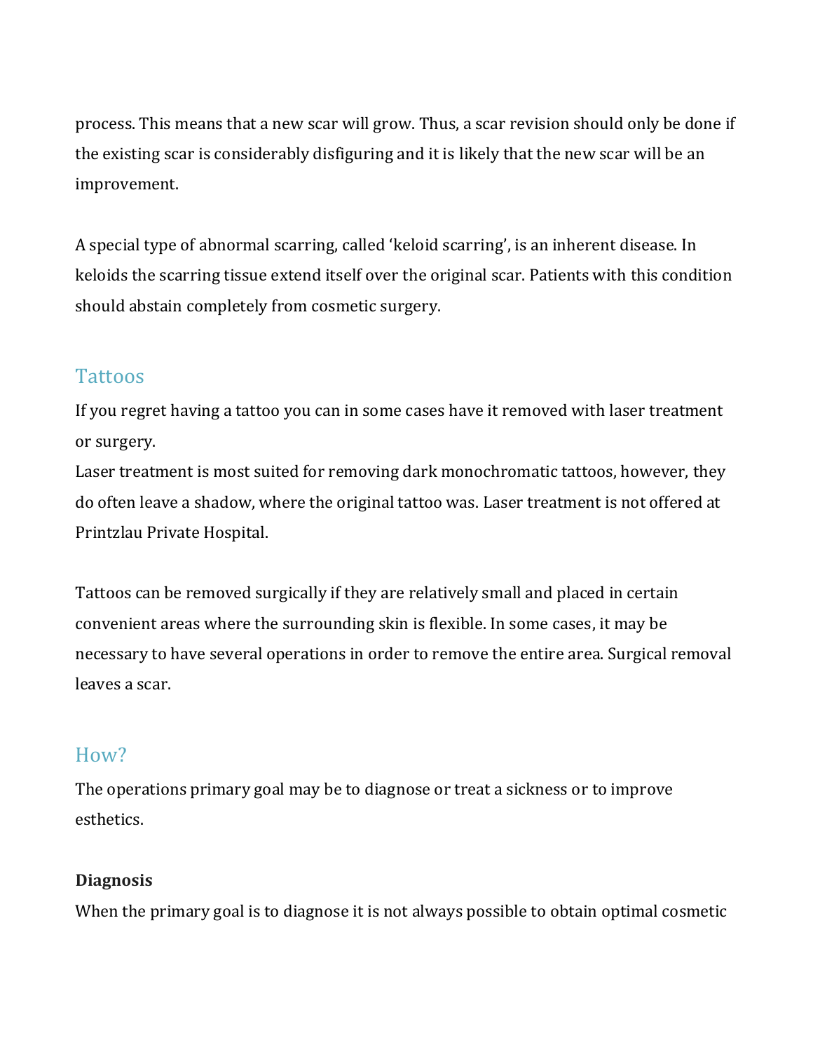process. This means that a new scar will grow. Thus, a scar revision should only be done if the existing scar is considerably disfiguring and it is likely that the new scar will be an improvement.

A special type of abnormal scarring, called 'keloid scarring', is an inherent disease. In keloids the scarring tissue extend itself over the original scar. Patients with this condition should abstain completely from cosmetic surgery.

## Tattoos

If you regret having a tattoo you can in some cases have it removed with laser treatment or surgery.
Laser treatment is most suited for removing dark monochromatic tattoos, however, they do often leave a shadow, where the original tattoo was. Laser treatment is not offered at Printzlau Private Hospital.

Tattoos can be removed surgically if they are relatively small and placed in certain convenient areas where the surrounding skin is flexible. In some cases, it may be necessary to have several operations in order to remove the entire area. Surgical removal leaves a scar.

## How?

The operations primary goal may be to diagnose or treat a sickness or to improve esthetics.

**Diagnosis**

When the primary goal is to diagnose it is not always possible to obtain optimal cosmetic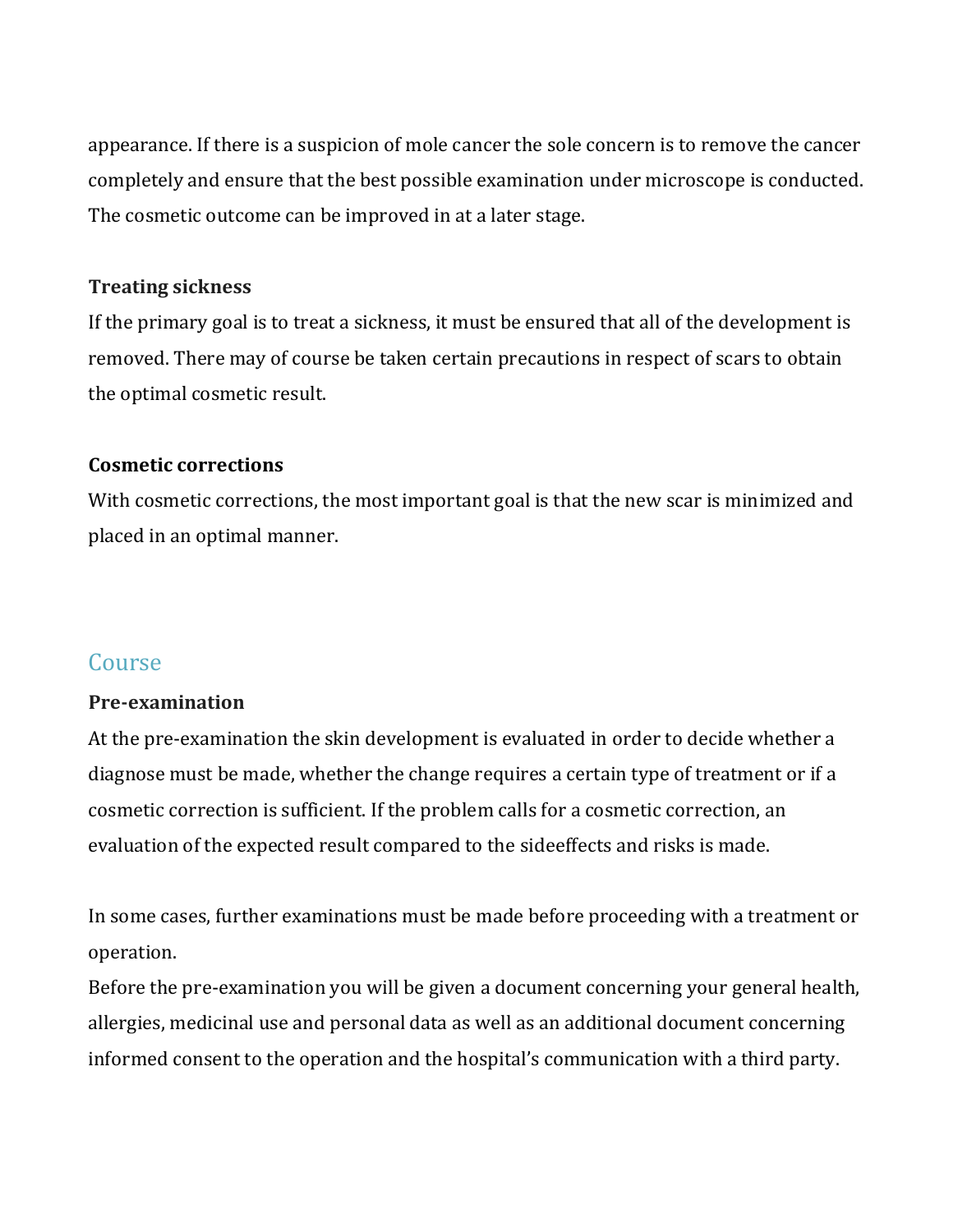appearance. If there is a suspicion of mole cancer the sole concern is to remove the cancer completely and ensure that the best possible examination under microscope is conducted. The cosmetic outcome can be improved in at a later stage.

**Treating sickness**

If the primary goal is to treat a sickness, it must be ensured that all of the development is removed. There may of course be taken certain precautions in respect of scars to obtain the optimal cosmetic result.

**Cosmetic corrections**

With cosmetic corrections, the most important goal is that the new scar is minimized and placed in an optimal manner.

## Course

**Pre-examination**

At the pre-examination the skin development is evaluated in order to decide whether a diagnose must be made, whether the change requires a certain type of treatment or if a cosmetic correction is sufficient. If the problem calls for a cosmetic correction, an evaluation of the expected result compared to the sideeffects and risks is made.

In some cases, further examinations must be made before proceeding with a treatment or operation.

Before the pre-examination you will be given a document concerning your general health, allergies, medicinal use and personal data as well as an additional document concerning informed consent to the operation and the hospital's communication with a third party.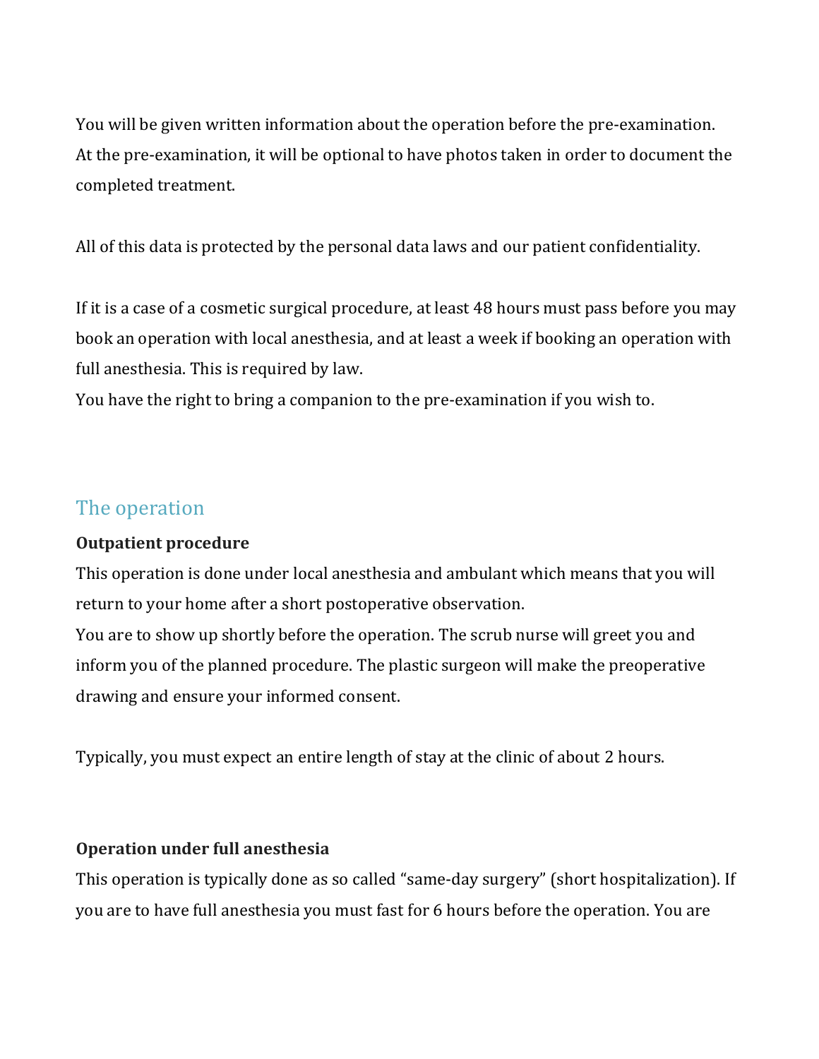You will be given written information about the operation before the pre-examination.
At the pre-examination, it will be optional to have photos taken in order to document the completed treatment.

All of this data is protected by the personal data laws and our patient confidentiality.

If it is a case of a cosmetic surgical procedure, at least 48 hours must pass before you may book an operation with local anesthesia, and at least a week if booking an operation with full anesthesia. This is required by law.
You have the right to bring a companion to the pre-examination if you wish to.

## The operation

**Outpatient procedure**

This operation is done under local anesthesia and ambulant which means that you will return to your home after a short postoperative observation.
You are to show up shortly before the operation. The scrub nurse will greet you and inform you of the planned procedure. The plastic surgeon will make the preoperative drawing and ensure your informed consent.

Typically, you must expect an entire length of stay at the clinic of about 2 hours.

**Operation under full anesthesia**

This operation is typically done as so called "same-day surgery" (short hospitalization). If you are to have full anesthesia you must fast for 6 hours before the operation. You are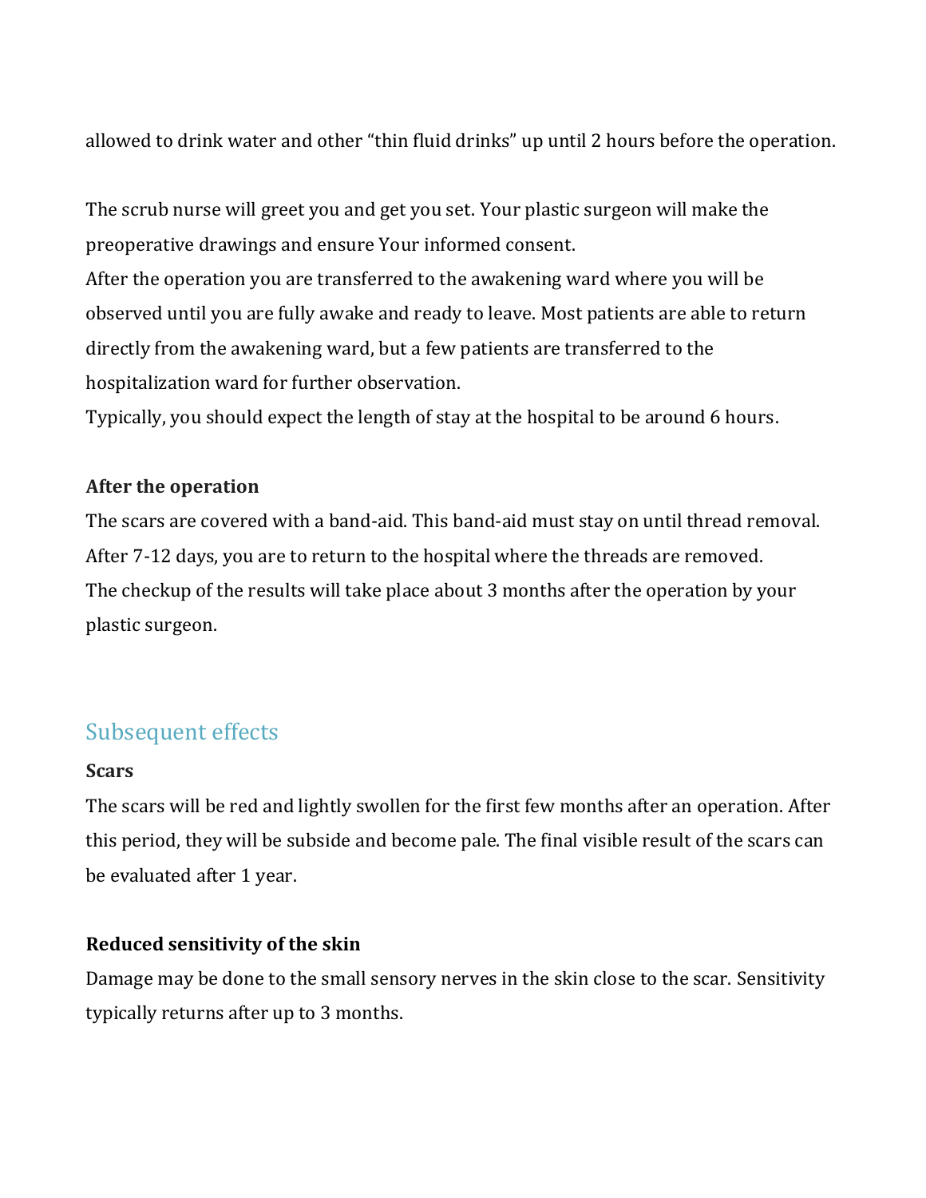allowed to drink water and other "thin fluid drinks" up until 2 hours before the operation.

The scrub nurse will greet you and get you set. Your plastic surgeon will make the preoperative drawings and ensure Your informed consent.
After the operation you are transferred to the awakening ward where you will be observed until you are fully awake and ready to leave. Most patients are able to return directly from the awakening ward, but a few patients are transferred to the hospitalization ward for further observation.
Typically, you should expect the length of stay at the hospital to be around 6 hours.

**After the operation**
The scars are covered with a band-aid. This band-aid must stay on until thread removal.
After 7-12 days, you are to return to the hospital where the threads are removed.
The checkup of the results will take place about 3 months after the operation by your plastic surgeon.

## Subsequent effects

**Scars**
The scars will be red and lightly swollen for the first few months after an operation. After this period, they will be subside and become pale. The final visible result of the scars can be evaluated after 1 year.

**Reduced sensitivity of the skin**
Damage may be done to the small sensory nerves in the skin close to the scar. Sensitivity typically returns after up to 3 months.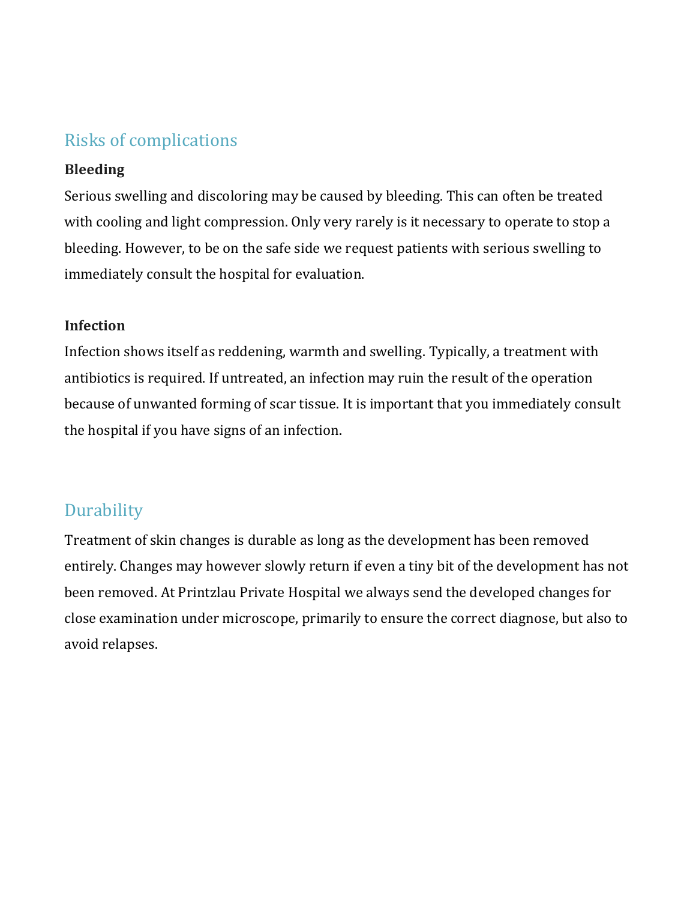## Risks of complications

**Bleeding**

Serious swelling and discoloring may be caused by bleeding. This can often be treated with cooling and light compression. Only very rarely is it necessary to operate to stop a bleeding. However, to be on the safe side we request patients with serious swelling to immediately consult the hospital for evaluation.

**Infection**

Infection shows itself as reddening, warmth and swelling. Typically, a treatment with antibiotics is required. If untreated, an infection may ruin the result of the operation because of unwanted forming of scar tissue. It is important that you immediately consult the hospital if you have signs of an infection.

## Durability

Treatment of skin changes is durable as long as the development has been removed entirely. Changes may however slowly return if even a tiny bit of the development has not been removed. At Printzlau Private Hospital we always send the developed changes for close examination under microscope, primarily to ensure the correct diagnose, but also to avoid relapses.